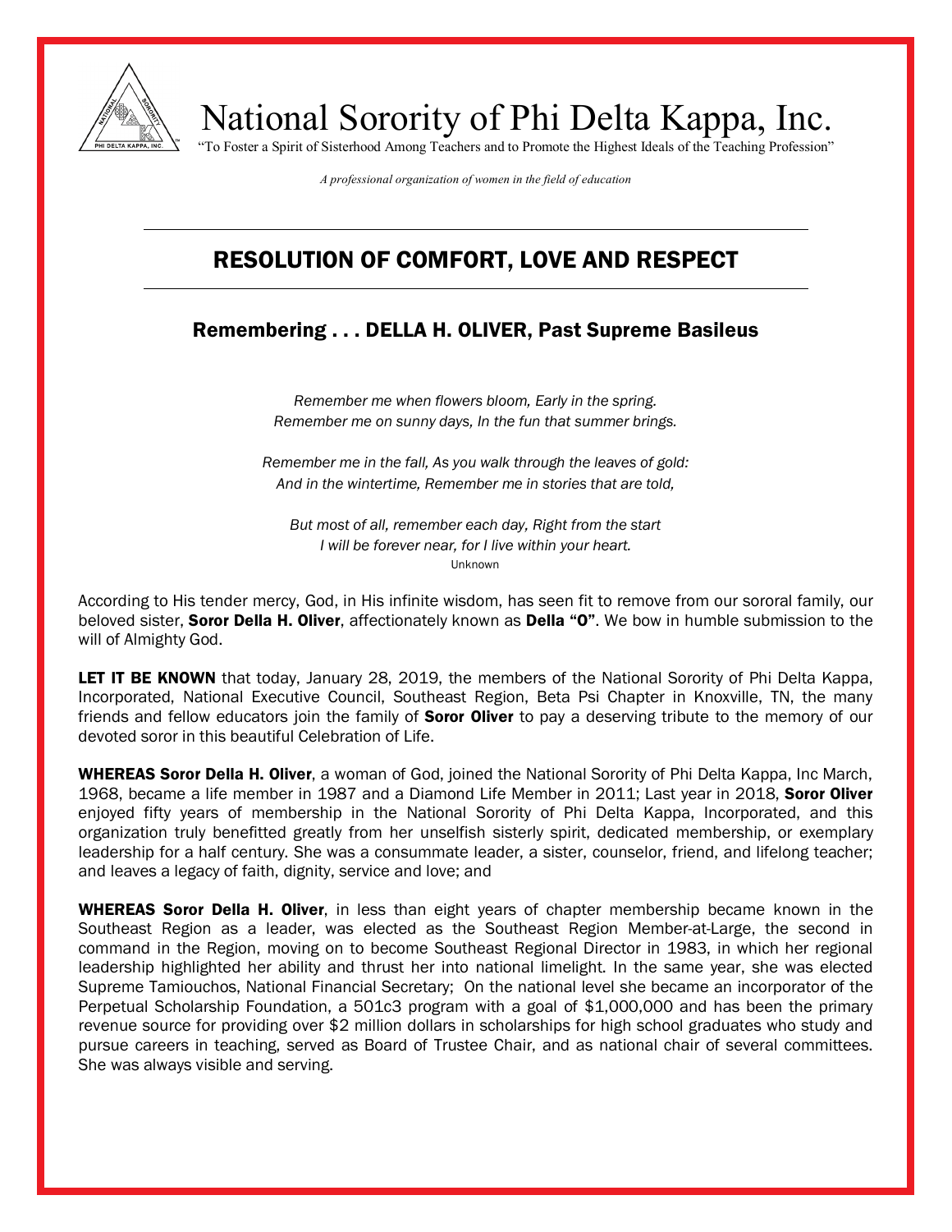# National Sorority of Phi Delta Kappa, Inc.

"To Foster a Spirit of Sisterhood Among Teachers and to Promote the Highest Ideals of the Teaching Profession"

*A professional organization of women in the field of education*

---

## RESOLUTION OF COMFORT, LOVE AND RESPECT

---

### Remembering . . . DELLA H. OLIVER, Past Supreme Basileus

*Remember me when flowers bloom, Early in the spring.*
*Remember me on sunny days, In the fun that summer brings.*

*Remember me in the fall, As you walk through the leaves of gold:*
*And in the wintertime, Remember me in stories that are told,*

*But most of all, remember each day, Right from the start*
*I will be forever near, for I live within your heart.*
Unknown

According to His tender mercy, God, in His infinite wisdom, has seen fit to remove from our sororal family, our beloved sister, **Soror Della H. Oliver**, affectionately known as **Della "O"**. We bow in humble submission to the will of Almighty God.

**LET IT BE KNOWN** that today, January 28, 2019, the members of the National Sorority of Phi Delta Kappa, Incorporated, National Executive Council, Southeast Region, Beta Psi Chapter in Knoxville, TN, the many friends and fellow educators join the family of **Soror Oliver** to pay a deserving tribute to the memory of our devoted soror in this beautiful Celebration of Life.

**WHEREAS Soror Della H. Oliver**, a woman of God, joined the National Sorority of Phi Delta Kappa, Inc March, 1968, became a life member in 1987 and a Diamond Life Member in 2011; Last year in 2018, **Soror Oliver** enjoyed fifty years of membership in the National Sorority of Phi Delta Kappa, Incorporated, and this organization truly benefitted greatly from her unselfish sisterly spirit, dedicated membership, or exemplary leadership for a half century. She was a consummate leader, a sister, counselor, friend, and lifelong teacher; and leaves a legacy of faith, dignity, service and love; and

**WHEREAS Soror Della H. Oliver**, in less than eight years of chapter membership became known in the Southeast Region as a leader, was elected as the Southeast Region Member-at-Large, the second in command in the Region, moving on to become Southeast Regional Director in 1983, in which her regional leadership highlighted her ability and thrust her into national limelight. In the same year, she was elected Supreme Tamiouchos, National Financial Secretary; On the national level she became an incorporator of the Perpetual Scholarship Foundation, a 501c3 program with a goal of $1,000,000 and has been the primary revenue source for providing over $2 million dollars in scholarships for high school graduates who study and pursue careers in teaching, served as Board of Trustee Chair, and as national chair of several committees. She was always visible and serving.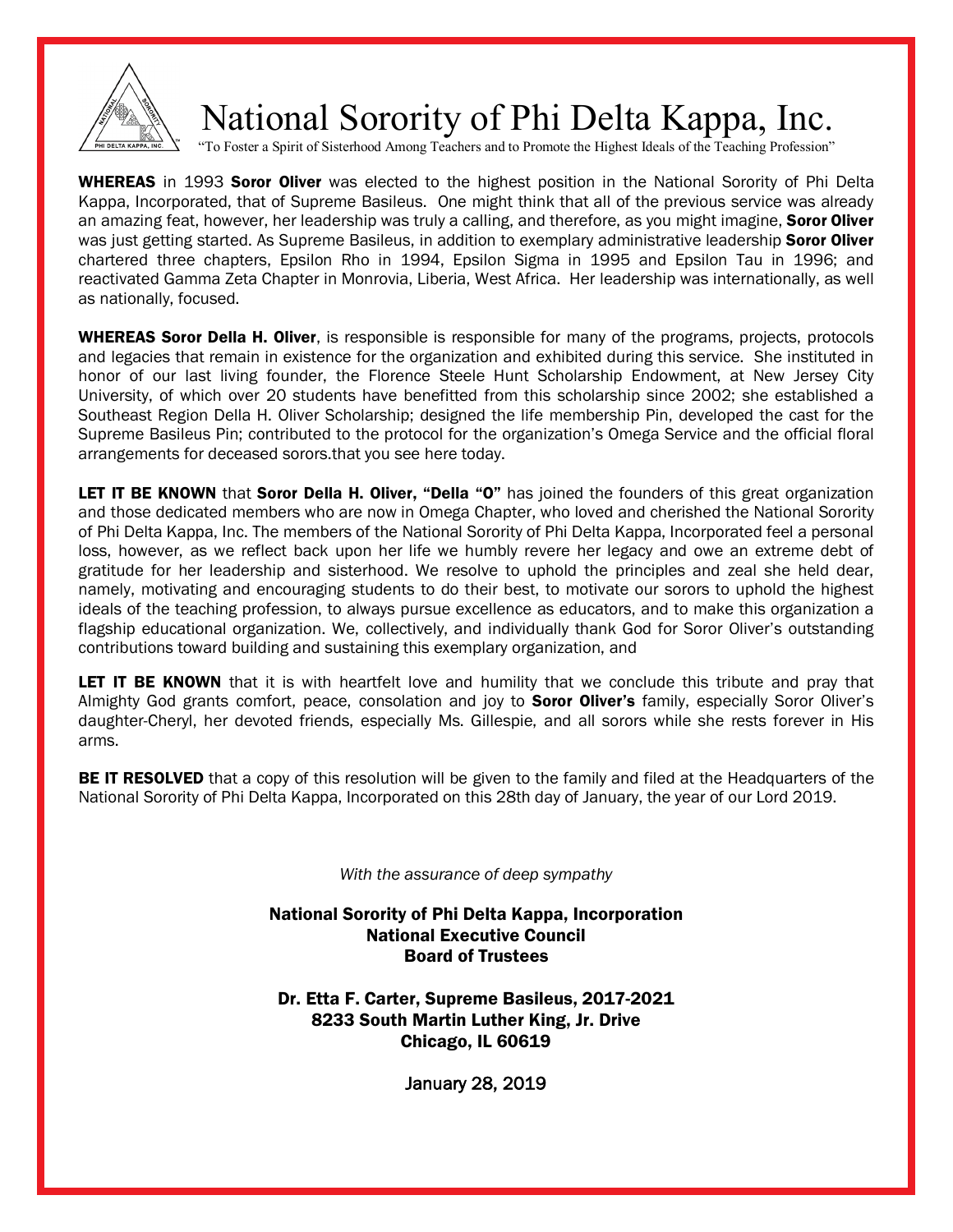# National Sorority of Phi Delta Kappa, Inc.

"To Foster a Spirit of Sisterhood Among Teachers and to Promote the Highest Ideals of the Teaching Profession"

**WHEREAS** in 1993 **Soror Oliver** was elected to the highest position in the National Sorority of Phi Delta Kappa, Incorporated, that of Supreme Basileus. One might think that all of the previous service was already an amazing feat, however, her leadership was truly a calling, and therefore, as you might imagine, **Soror Oliver** was just getting started. As Supreme Basileus, in addition to exemplary administrative leadership **Soror Oliver** chartered three chapters, Epsilon Rho in 1994, Epsilon Sigma in 1995 and Epsilon Tau in 1996; and reactivated Gamma Zeta Chapter in Monrovia, Liberia, West Africa. Her leadership was internationally, as well as nationally, focused.

**WHEREAS Soror Della H. Oliver**, is responsible is responsible for many of the programs, projects, protocols and legacies that remain in existence for the organization and exhibited during this service. She instituted in honor of our last living founder, the Florence Steele Hunt Scholarship Endowment, at New Jersey City University, of which over 20 students have benefitted from this scholarship since 2002; she established a Southeast Region Della H. Oliver Scholarship; designed the life membership Pin, developed the cast for the Supreme Basileus Pin; contributed to the protocol for the organization's Omega Service and the official floral arrangements for deceased sorors.that you see here today.

**LET IT BE KNOWN** that **Soror Della H. Oliver, "Della "O"** has joined the founders of this great organization and those dedicated members who are now in Omega Chapter, who loved and cherished the National Sorority of Phi Delta Kappa, Inc. The members of the National Sorority of Phi Delta Kappa, Incorporated feel a personal loss, however, as we reflect back upon her life we humbly revere her legacy and owe an extreme debt of gratitude for her leadership and sisterhood. We resolve to uphold the principles and zeal she held dear, namely, motivating and encouraging students to do their best, to motivate our sorors to uphold the highest ideals of the teaching profession, to always pursue excellence as educators, and to make this organization a flagship educational organization. We, collectively, and individually thank God for Soror Oliver's outstanding contributions toward building and sustaining this exemplary organization, and

**LET IT BE KNOWN** that it is with heartfelt love and humility that we conclude this tribute and pray that Almighty God grants comfort, peace, consolation and joy to **Soror Oliver's** family, especially Soror Oliver's daughter-Cheryl, her devoted friends, especially Ms. Gillespie, and all sorors while she rests forever in His arms.

**BE IT RESOLVED** that a copy of this resolution will be given to the family and filed at the Headquarters of the National Sorority of Phi Delta Kappa, Incorporated on this 28th day of January, the year of our Lord 2019.

*With the assurance of deep sympathy*

**National Sorority of Phi Delta Kappa, Incorporation**
**National Executive Council**
**Board of Trustees**

**Dr. Etta F. Carter, Supreme Basileus, 2017-2021**
**8233 South Martin Luther King, Jr. Drive**
**Chicago, IL 60619**

January 28, 2019